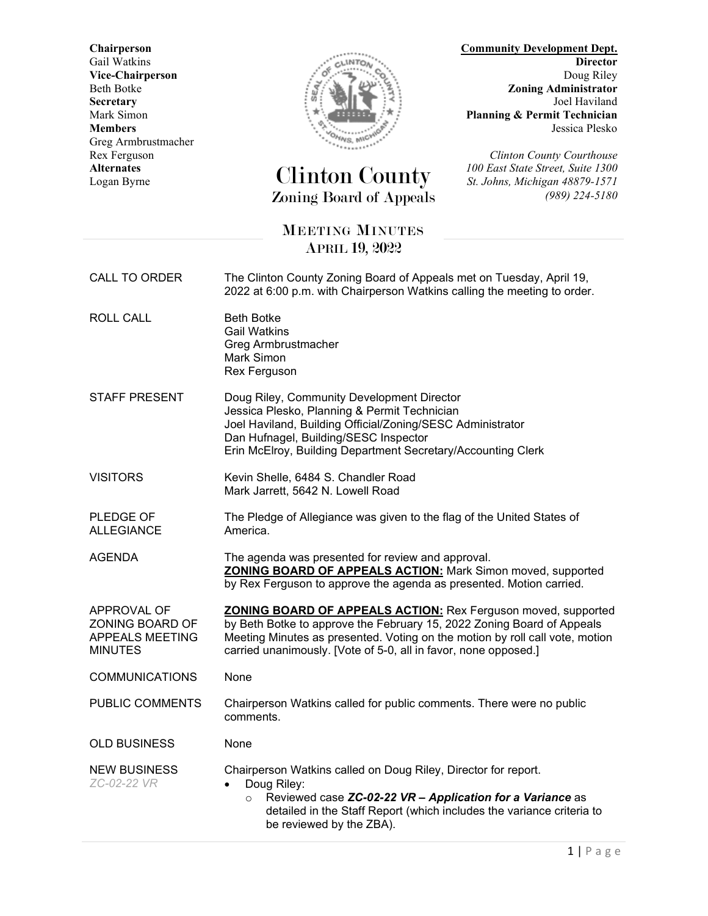**Chairperson**
Gail Watkins
**Vice-Chairperson**
Beth Botke
**Secretary**
Mark Simon
**Members**
Greg Armbrustmacher
Rex Ferguson
**Alternates**
Logan Byrne

# Clinton County
## Zoning Board of Appeals

**Community Development Dept.**
**Director**
Doug Riley
**Zoning Administrator**
Joel Haviland
**Planning & Permit Technician**
Jessica Plesko

*Clinton County Courthouse*
*100 East State Street, Suite 1300*
*St. Johns, Michigan 48879-1571*
*(989) 224-5180*

## MEETING MINUTES
### APRIL 19, 2022

| | |
|---|---|
| CALL TO ORDER | The Clinton County Zoning Board of Appeals met on Tuesday, April 19, 2022 at 6:00 p.m. with Chairperson Watkins calling the meeting to order. |
| ROLL CALL | Beth Botke<br>Gail Watkins<br>Greg Armbrustmacher<br>Mark Simon<br>Rex Ferguson |
| STAFF PRESENT | Doug Riley, Community Development Director<br>Jessica Plesko, Planning & Permit Technician<br>Joel Haviland, Building Official/Zoning/SESC Administrator<br>Dan Hufnagel, Building/SESC Inspector<br>Erin McElroy, Building Department Secretary/Accounting Clerk |
| VISITORS | Kevin Shelle, 6484 S. Chandler Road<br>Mark Jarrett, 5642 N. Lowell Road |
| PLEDGE OF ALLEGIANCE | The Pledge of Allegiance was given to the flag of the United States of America. |
| AGENDA | The agenda was presented for review and approval.<br>**ZONING BOARD OF APPEALS ACTION:** Mark Simon moved, supported by Rex Ferguson to approve the agenda as presented. Motion carried. |
| APPROVAL OF ZONING BOARD OF APPEALS MEETING MINUTES | **ZONING BOARD OF APPEALS ACTION:** Rex Ferguson moved, supported by Beth Botke to approve the February 15, 2022 Zoning Board of Appeals Meeting Minutes as presented. Voting on the motion by roll call vote, motion carried unanimously. [Vote of 5-0, all in favor, none opposed.] |
| COMMUNICATIONS | None |
| PUBLIC COMMENTS | Chairperson Watkins called for public comments. There were no public comments. |
| OLD BUSINESS | None |
| NEW BUSINESS<br>*ZC-02-22 VR* | Chairperson Watkins called on Doug Riley, Director for report.<br>• Doug Riley:<br>  ○ Reviewed case ***ZC-02-22 VR – Application for a Variance*** as detailed in the Staff Report (which includes the variance criteria to be reviewed by the ZBA). |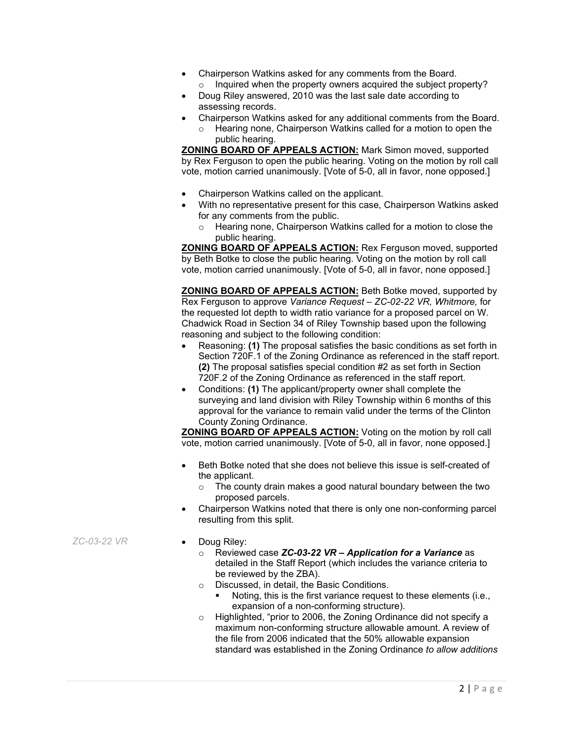- Chairperson Watkins asked for any comments from the Board.
  - Inquired when the property owners acquired the subject property?
- Doug Riley answered, 2010 was the last sale date according to assessing records.
- Chairperson Watkins asked for any additional comments from the Board.
  - Hearing none, Chairperson Watkins called for a motion to open the public hearing.

**ZONING BOARD OF APPEALS ACTION:** Mark Simon moved, supported by Rex Ferguson to open the public hearing. Voting on the motion by roll call vote, motion carried unanimously. [Vote of 5-0, all in favor, none opposed.]

- Chairperson Watkins called on the applicant.
- With no representative present for this case, Chairperson Watkins asked for any comments from the public.
  - Hearing none, Chairperson Watkins called for a motion to close the public hearing.

**ZONING BOARD OF APPEALS ACTION:** Rex Ferguson moved, supported by Beth Botke to close the public hearing. Voting on the motion by roll call vote, motion carried unanimously. [Vote of 5-0, all in favor, none opposed.]

**ZONING BOARD OF APPEALS ACTION:** Beth Botke moved, supported by Rex Ferguson to approve *Variance Request – ZC-02-22 VR, Whitmore,* for the requested lot depth to width ratio variance for a proposed parcel on W. Chadwick Road in Section 34 of Riley Township based upon the following reasoning and subject to the following condition:

- Reasoning: **(1)** The proposal satisfies the basic conditions as set forth in Section 720F.1 of the Zoning Ordinance as referenced in the staff report. **(2)** The proposal satisfies special condition #2 as set forth in Section 720F.2 of the Zoning Ordinance as referenced in the staff report.
- Conditions: **(1)** The applicant/property owner shall complete the surveying and land division with Riley Township within 6 months of this approval for the variance to remain valid under the terms of the Clinton County Zoning Ordinance.

**ZONING BOARD OF APPEALS ACTION:** Voting on the motion by roll call vote, motion carried unanimously. [Vote of 5-0, all in favor, none opposed.]

- Beth Botke noted that she does not believe this issue is self-created of the applicant.
  - The county drain makes a good natural boundary between the two proposed parcels.
- Chairperson Watkins noted that there is only one non-conforming parcel resulting from this split.

*ZC-03-22 VR*

- Doug Riley:
  - Reviewed case ***ZC-03-22 VR – Application for a Variance*** as detailed in the Staff Report (which includes the variance criteria to be reviewed by the ZBA).
  - Discussed, in detail, the Basic Conditions.
    - Noting, this is the first variance request to these elements (i.e., expansion of a non-conforming structure).
  - Highlighted, "prior to 2006, the Zoning Ordinance did not specify a maximum non-conforming structure allowable amount. A review of the file from 2006 indicated that the 50% allowable expansion standard was established in the Zoning Ordinance *to allow additions*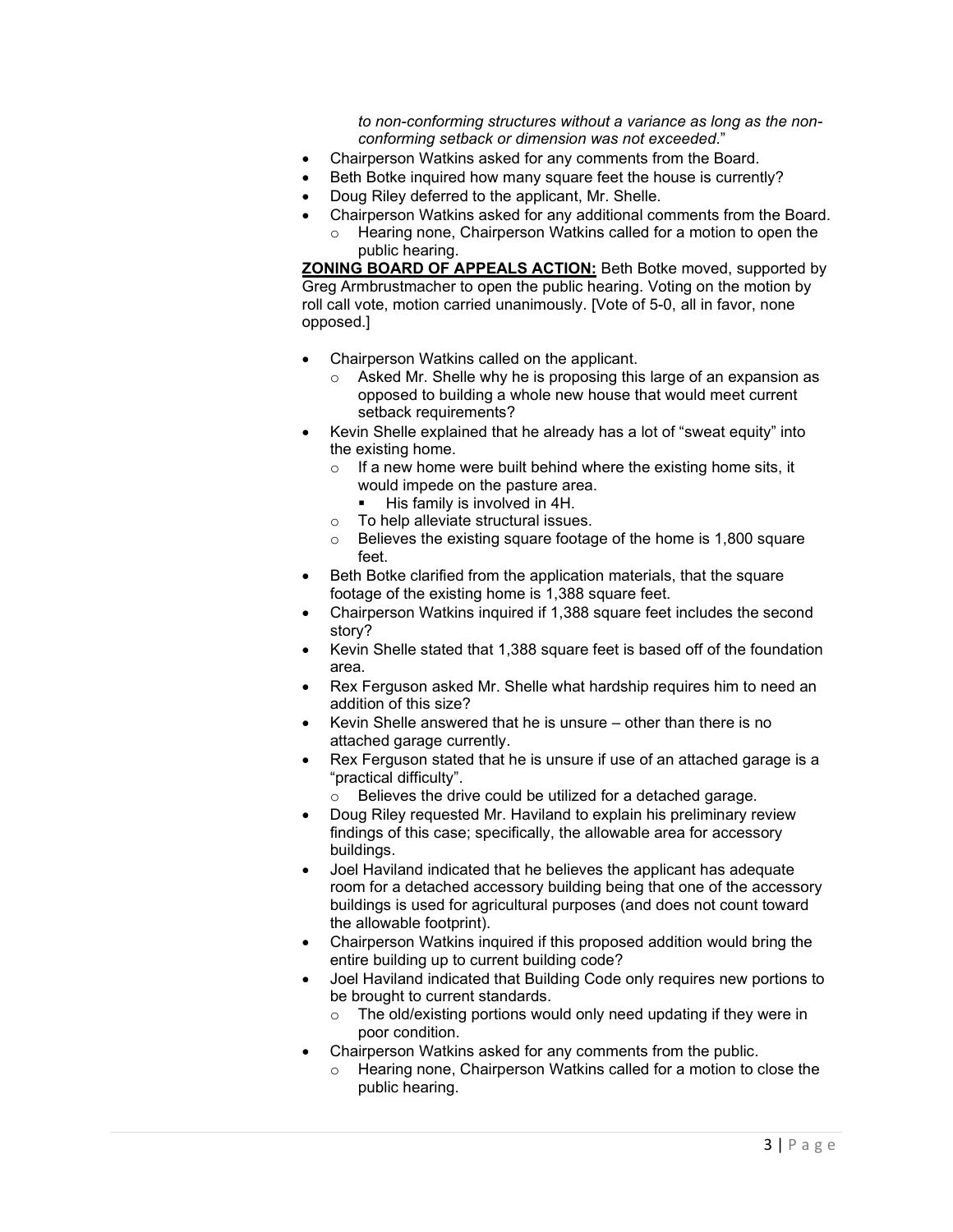*to non-conforming structures without a variance as long as the non-conforming setback or dimension was not exceeded*."

- Chairperson Watkins asked for any comments from the Board.
- Beth Botke inquired how many square feet the house is currently?
- Doug Riley deferred to the applicant, Mr. Shelle.
- Chairperson Watkins asked for any additional comments from the Board.
  - Hearing none, Chairperson Watkins called for a motion to open the public hearing.

**ZONING BOARD OF APPEALS ACTION:** Beth Botke moved, supported by Greg Armbrustmacher to open the public hearing. Voting on the motion by roll call vote, motion carried unanimously. [Vote of 5-0, all in favor, none opposed.]

- Chairperson Watkins called on the applicant.
  - Asked Mr. Shelle why he is proposing this large of an expansion as opposed to building a whole new house that would meet current setback requirements?
- Kevin Shelle explained that he already has a lot of "sweat equity" into the existing home.
  - If a new home were built behind where the existing home sits, it would impede on the pasture area.
    - His family is involved in 4H.
  - To help alleviate structural issues.
  - Believes the existing square footage of the home is 1,800 square feet.
- Beth Botke clarified from the application materials, that the square footage of the existing home is 1,388 square feet.
- Chairperson Watkins inquired if 1,388 square feet includes the second story?
- Kevin Shelle stated that 1,388 square feet is based off of the foundation area.
- Rex Ferguson asked Mr. Shelle what hardship requires him to need an addition of this size?
- Kevin Shelle answered that he is unsure – other than there is no attached garage currently.
- Rex Ferguson stated that he is unsure if use of an attached garage is a "practical difficulty".
  - Believes the drive could be utilized for a detached garage.
- Doug Riley requested Mr. Haviland to explain his preliminary review findings of this case; specifically, the allowable area for accessory buildings.
- Joel Haviland indicated that he believes the applicant has adequate room for a detached accessory building being that one of the accessory buildings is used for agricultural purposes (and does not count toward the allowable footprint).
- Chairperson Watkins inquired if this proposed addition would bring the entire building up to current building code?
- Joel Haviland indicated that Building Code only requires new portions to be brought to current standards.
  - The old/existing portions would only need updating if they were in poor condition.
- Chairperson Watkins asked for any comments from the public.
  - Hearing none, Chairperson Watkins called for a motion to close the public hearing.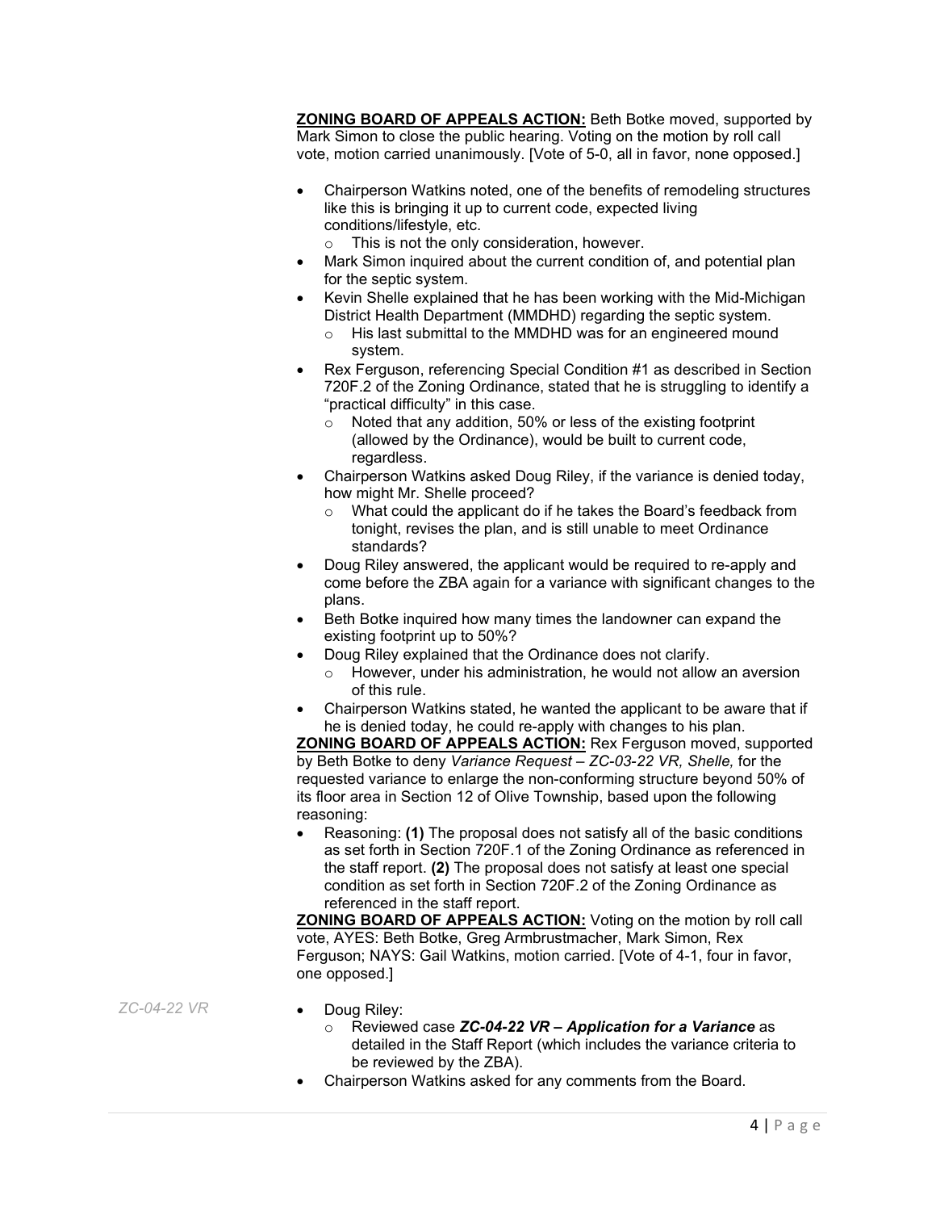**ZONING BOARD OF APPEALS ACTION:** Beth Botke moved, supported by Mark Simon to close the public hearing. Voting on the motion by roll call vote, motion carried unanimously. [Vote of 5-0, all in favor, none opposed.]

- Chairperson Watkins noted, one of the benefits of remodeling structures like this is bringing it up to current code, expected living conditions/lifestyle, etc.
  - This is not the only consideration, however.
- Mark Simon inquired about the current condition of, and potential plan for the septic system.
- Kevin Shelle explained that he has been working with the Mid-Michigan District Health Department (MMDHD) regarding the septic system.
  - His last submittal to the MMDHD was for an engineered mound system.
- Rex Ferguson, referencing Special Condition #1 as described in Section 720F.2 of the Zoning Ordinance, stated that he is struggling to identify a "practical difficulty" in this case.
  - Noted that any addition, 50% or less of the existing footprint (allowed by the Ordinance), would be built to current code, regardless.
- Chairperson Watkins asked Doug Riley, if the variance is denied today, how might Mr. Shelle proceed?
  - What could the applicant do if he takes the Board's feedback from tonight, revises the plan, and is still unable to meet Ordinance standards?
- Doug Riley answered, the applicant would be required to re-apply and come before the ZBA again for a variance with significant changes to the plans.
- Beth Botke inquired how many times the landowner can expand the existing footprint up to 50%?
- Doug Riley explained that the Ordinance does not clarify.
  - However, under his administration, he would not allow an aversion of this rule.
- Chairperson Watkins stated, he wanted the applicant to be aware that if he is denied today, he could re-apply with changes to his plan.

**ZONING BOARD OF APPEALS ACTION:** Rex Ferguson moved, supported by Beth Botke to deny *Variance Request – ZC-03-22 VR, Shelle,* for the requested variance to enlarge the non-conforming structure beyond 50% of its floor area in Section 12 of Olive Township, based upon the following reasoning:

- Reasoning: **(1)** The proposal does not satisfy all of the basic conditions as set forth in Section 720F.1 of the Zoning Ordinance as referenced in the staff report. **(2)** The proposal does not satisfy at least one special condition as set forth in Section 720F.2 of the Zoning Ordinance as referenced in the staff report.

**ZONING BOARD OF APPEALS ACTION:** Voting on the motion by roll call vote, AYES: Beth Botke, Greg Armbrustmacher, Mark Simon, Rex Ferguson; NAYS: Gail Watkins, motion carried. [Vote of 4-1, four in favor, one opposed.]

*ZC-04-22 VR*

- Doug Riley:
  - Reviewed case ***ZC-04-22 VR – Application for a Variance*** as detailed in the Staff Report (which includes the variance criteria to be reviewed by the ZBA).
- Chairperson Watkins asked for any comments from the Board.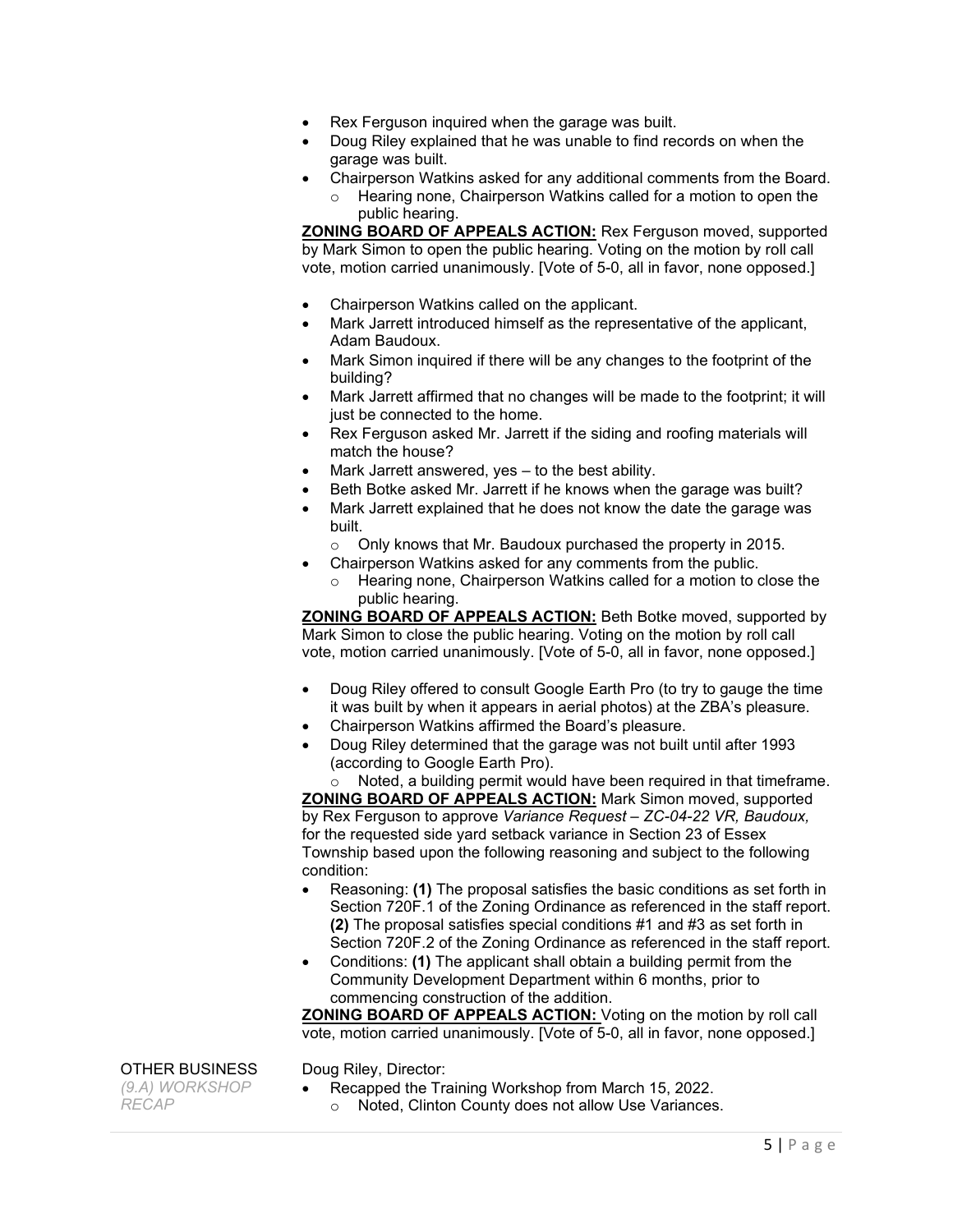- Rex Ferguson inquired when the garage was built.
- Doug Riley explained that he was unable to find records on when the garage was built.
- Chairperson Watkins asked for any additional comments from the Board.
  - Hearing none, Chairperson Watkins called for a motion to open the public hearing.

**ZONING BOARD OF APPEALS ACTION:** Rex Ferguson moved, supported by Mark Simon to open the public hearing. Voting on the motion by roll call vote, motion carried unanimously. [Vote of 5-0, all in favor, none opposed.]

- Chairperson Watkins called on the applicant.
- Mark Jarrett introduced himself as the representative of the applicant, Adam Baudoux.
- Mark Simon inquired if there will be any changes to the footprint of the building?
- Mark Jarrett affirmed that no changes will be made to the footprint; it will just be connected to the home.
- Rex Ferguson asked Mr. Jarrett if the siding and roofing materials will match the house?
- Mark Jarrett answered, yes – to the best ability.
- Beth Botke asked Mr. Jarrett if he knows when the garage was built?
- Mark Jarrett explained that he does not know the date the garage was built.
  - Only knows that Mr. Baudoux purchased the property in 2015.
- Chairperson Watkins asked for any comments from the public.
  - Hearing none, Chairperson Watkins called for a motion to close the public hearing.

**ZONING BOARD OF APPEALS ACTION:** Beth Botke moved, supported by Mark Simon to close the public hearing. Voting on the motion by roll call vote, motion carried unanimously. [Vote of 5-0, all in favor, none opposed.]

- Doug Riley offered to consult Google Earth Pro (to try to gauge the time it was built by when it appears in aerial photos) at the ZBA's pleasure.
- Chairperson Watkins affirmed the Board's pleasure.
- Doug Riley determined that the garage was not built until after 1993 (according to Google Earth Pro).
  - Noted, a building permit would have been required in that timeframe.

**ZONING BOARD OF APPEALS ACTION:** Mark Simon moved, supported by Rex Ferguson to approve *Variance Request – ZC-04-22 VR, Baudoux,* for the requested side yard setback variance in Section 23 of Essex Township based upon the following reasoning and subject to the following condition:

- Reasoning: **(1)** The proposal satisfies the basic conditions as set forth in Section 720F.1 of the Zoning Ordinance as referenced in the staff report. **(2)** The proposal satisfies special conditions #1 and #3 as set forth in Section 720F.2 of the Zoning Ordinance as referenced in the staff report.
- Conditions: **(1)** The applicant shall obtain a building permit from the Community Development Department within 6 months, prior to commencing construction of the addition.

**ZONING BOARD OF APPEALS ACTION:** Voting on the motion by roll call vote, motion carried unanimously. [Vote of 5-0, all in favor, none opposed.]

OTHER BUSINESS
*(9.A) WORKSHOP RECAP*

Doug Riley, Director:

- Recapped the Training Workshop from March 15, 2022.
  - Noted, Clinton County does not allow Use Variances.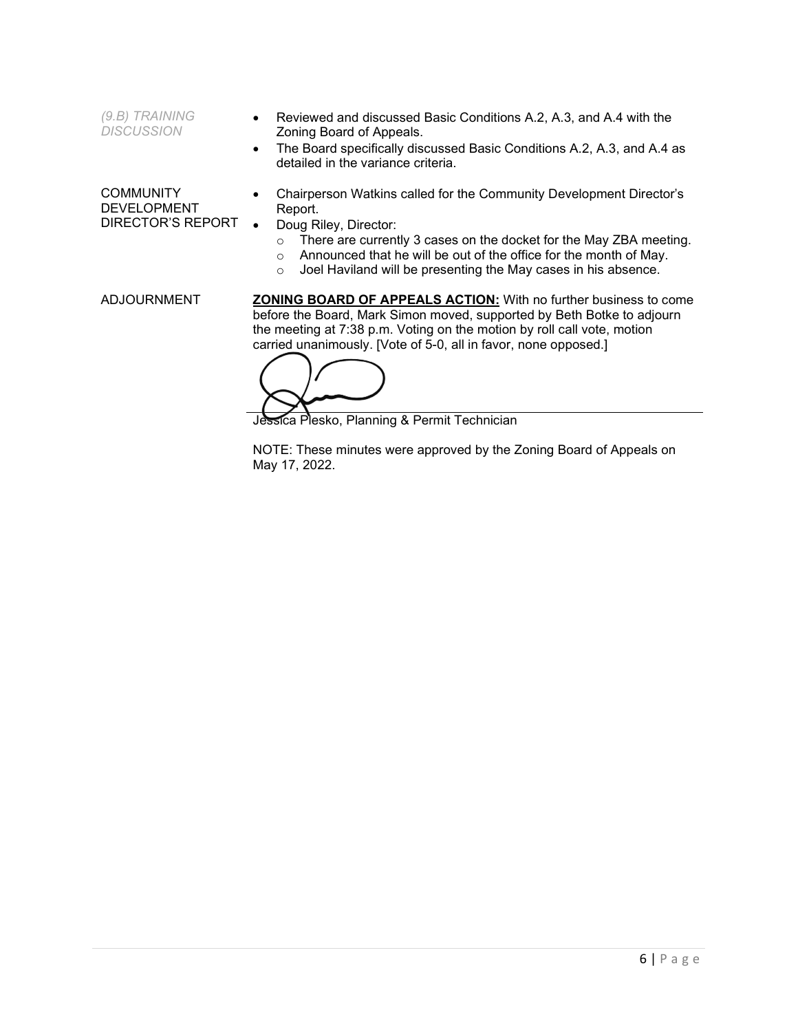*(9.B) TRAINING DISCUSSION*

- Reviewed and discussed Basic Conditions A.2, A.3, and A.4 with the Zoning Board of Appeals.
- The Board specifically discussed Basic Conditions A.2, A.3, and A.4 as detailed in the variance criteria.

COMMUNITY DEVELOPMENT DIRECTOR'S REPORT

- Chairperson Watkins called for the Community Development Director's Report.
- Doug Riley, Director:
  - There are currently 3 cases on the docket for the May ZBA meeting.
  - Announced that he will be out of the office for the month of May.
  - Joel Haviland will be presenting the May cases in his absence.

ADJOURNMENT

**ZONING BOARD OF APPEALS ACTION:** With no further business to come before the Board, Mark Simon moved, supported by Beth Botke to adjourn the meeting at 7:38 p.m. Voting on the motion by roll call vote, motion carried unanimously. [Vote of 5-0, all in favor, none opposed.]

Jessica Plesko, Planning & Permit Technician

NOTE: These minutes were approved by the Zoning Board of Appeals on May 17, 2022.